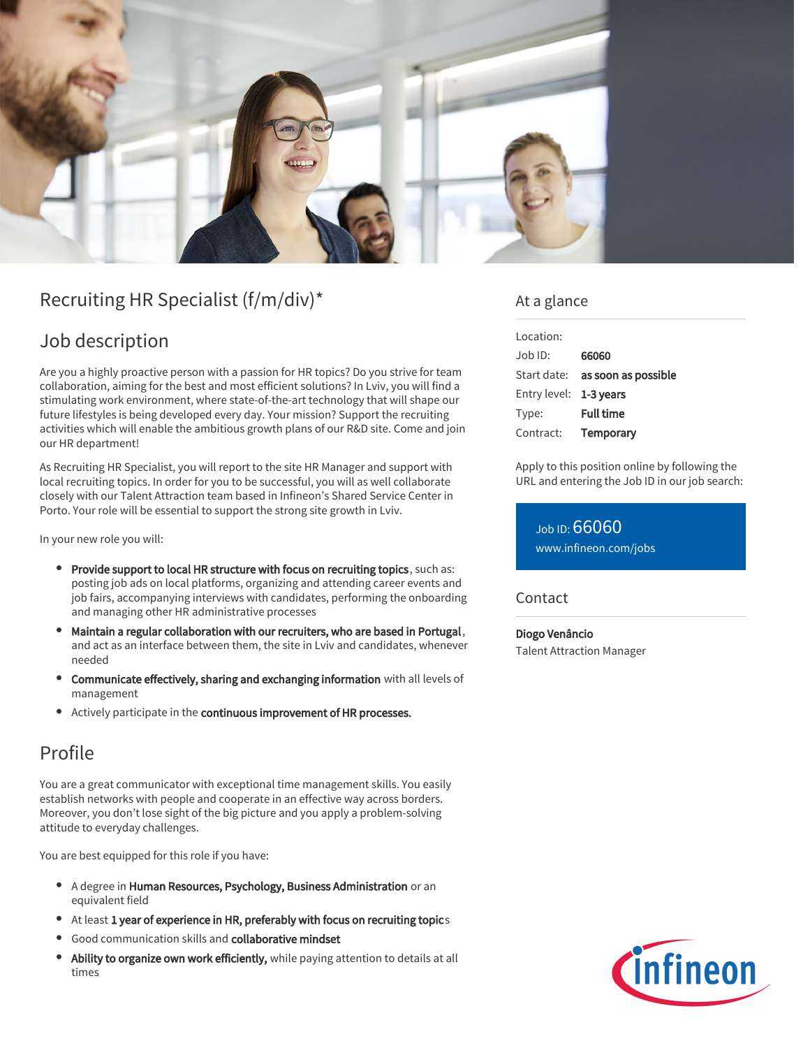# Recruiting HR Specialist (f/m/div)*

## Job description

Are you a highly proactive person with a passion for HR topics? Do you strive for team collaboration, aiming for the best and most efficient solutions? In Lviv, you will find a stimulating work environment, where state-of-the-art technology that will shape our future lifestyles is being developed every day. Your mission? Support the recruiting activities which will enable the ambitious growth plans of our R&D site. Come and join our HR department!

As Recruiting HR Specialist, you will report to the site HR Manager and support with local recruiting topics. In order for you to be successful, you will as well collaborate closely with our Talent Attraction team based in Infineon's Shared Service Center in Porto. Your role will be essential to support the strong site growth in Lviv.

In your new role you will:

- **Provide support to local HR structure with focus on recruiting topics**, such as: posting job ads on local platforms, organizing and attending career events and job fairs, accompanying interviews with candidates, performing the onboarding and managing other HR administrative processes
- **Maintain a regular collaboration with our recruiters, who are based in Portugal**, and act as an interface between them, the site in Lviv and candidates, whenever needed
- **Communicate effectively, sharing and exchanging information** with all levels of management
- Actively participate in the **continuous improvement of HR processes.**

## Profile

You are a great communicator with exceptional time management skills. You easily establish networks with people and cooperate in an effective way across borders. Moreover, you don't lose sight of the big picture and you apply a problem-solving attitude to everyday challenges.

You are best equipped for this role if you have:

- A degree in **Human Resources, Psychology, Business Administration** or an equivalent field
- At least **1 year of experience in HR, preferably with focus on recruiting topic**s
- Good communication skills and **collaborative mindset**
- **Ability to organize own work efficiently,** while paying attention to details at all times

## At a glance

| | |
|---|---|
| Location: | |
| Job ID: | **66060** |
| Start date: | **as soon as possible** |
| Entry level: | **1-3 years** |
| Type: | **Full time** |
| Contract: | **Temporary** |

Apply to this position online by following the URL and entering the Job ID in our job search:

Job ID: 66060
www.infineon.com/jobs

## Contact

**Diogo Venâncio**
Talent Attraction Manager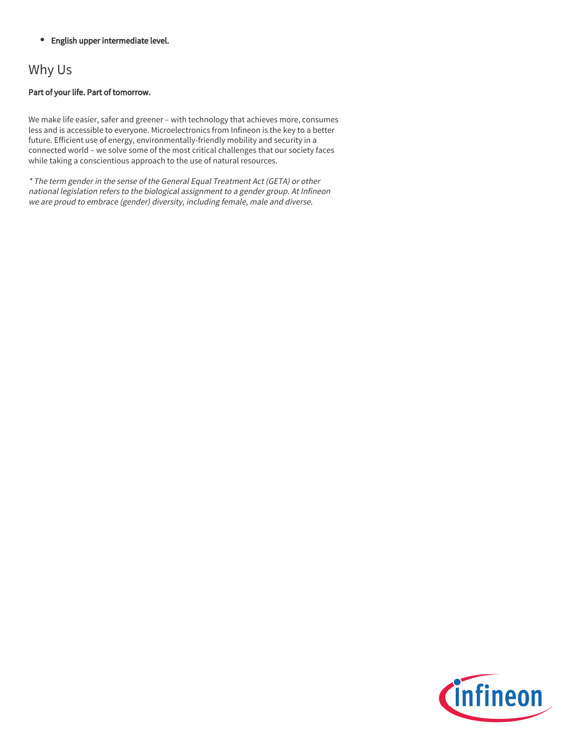- **English upper intermediate level.**

## Why Us

**Part of your life. Part of tomorrow.**

We make life easier, safer and greener – with technology that achieves more, consumes less and is accessible to everyone. Microelectronics from Infineon is the key to a better future. Efficient use of energy, environmentally-friendly mobility and security in a connected world – we solve some of the most critical challenges that our society faces while taking a conscientious approach to the use of natural resources.

*\* The term gender in the sense of the General Equal Treatment Act (GETA) or other national legislation refers to the biological assignment to a gender group. At Infineon we are proud to embrace (gender) diversity, including female, male and diverse.*